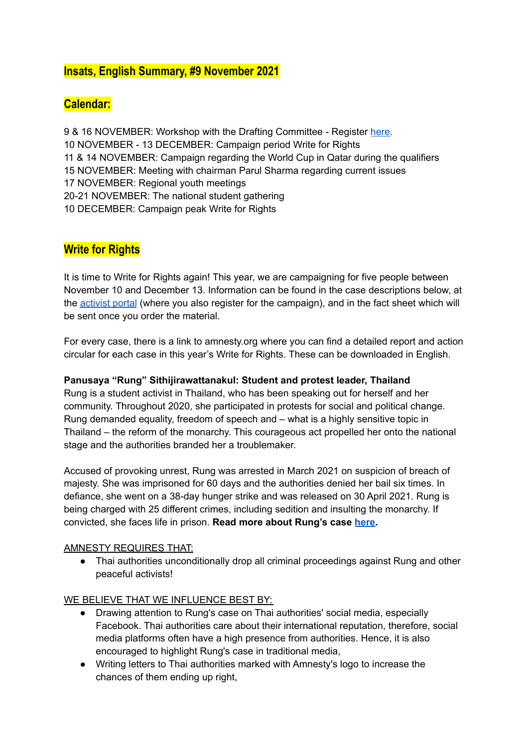## Insats, English Summary, #9 November 2021

## Calendar:

9 & 16 NOVEMBER: Workshop with the Drafting Committee - Register here.
10 NOVEMBER - 13 DECEMBER: Campaign period Write for Rights
11 & 14 NOVEMBER: Campaign regarding the World Cup in Qatar during the qualifiers
15 NOVEMBER: Meeting with chairman Parul Sharma regarding current issues
17 NOVEMBER: Regional youth meetings
20-21 NOVEMBER: The national student gathering
10 DECEMBER: Campaign peak Write for Rights

## Write for Rights

It is time to Write for Rights again! This year, we are campaigning for five people between November 10 and December 13. Information can be found in the case descriptions below, at the activist portal (where you also register for the campaign), and in the fact sheet which will be sent once you order the material.

For every case, there is a link to amnesty.org where you can find a detailed report and action circular for each case in this year's Write for Rights. These can be downloaded in English.

**Panusaya "Rung" Sithijirawattanakul: Student and protest leader, Thailand**
Rung is a student activist in Thailand, who has been speaking out for herself and her community. Throughout 2020, she participated in protests for social and political change. Rung demanded equality, freedom of speech and – what is a highly sensitive topic in Thailand – the reform of the monarchy. This courageous act propelled her onto the national stage and the authorities branded her a troublemaker.

Accused of provoking unrest, Rung was arrested in March 2021 on suspicion of breach of majesty. She was imprisoned for 60 days and the authorities denied her bail six times. In defiance, she went on a 38-day hunger strike and was released on 30 April 2021. Rung is being charged with 25 different crimes, including sedition and insulting the monarchy. If convicted, she faces life in prison. **Read more about Rung's case here.**

AMNESTY REQUIRES THAT:

- Thai authorities unconditionally drop all criminal proceedings against Rung and other peaceful activists!

WE BELIEVE THAT WE INFLUENCE BEST BY:

- Drawing attention to Rung's case on Thai authorities' social media, especially Facebook. Thai authorities care about their international reputation, therefore, social media platforms often have a high presence from authorities. Hence, it is also encouraged to highlight Rung's case in traditional media,
- Writing letters to Thai authorities marked with Amnesty's logo to increase the chances of them ending up right,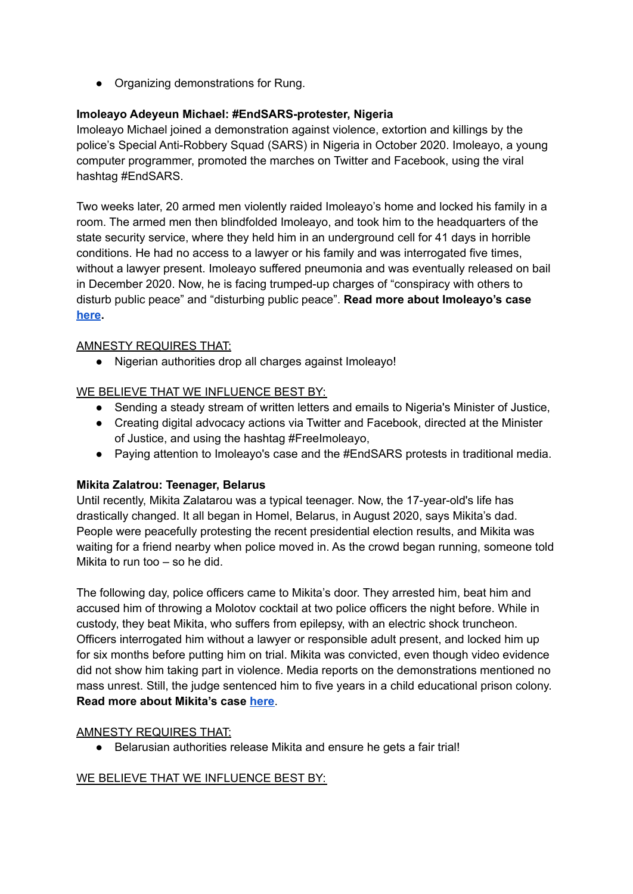- Organizing demonstrations for Rung.

**Imoleayo Adeyeun Michael: #EndSARS-protester, Nigeria**

Imoleayo Michael joined a demonstration against violence, extortion and killings by the police's Special Anti-Robbery Squad (SARS) in Nigeria in October 2020. Imoleayo, a young computer programmer, promoted the marches on Twitter and Facebook, using the viral hashtag #EndSARS.

Two weeks later, 20 armed men violently raided Imoleayo's home and locked his family in a room. The armed men then blindfolded Imoleayo, and took him to the headquarters of the state security service, where they held him in an underground cell for 41 days in horrible conditions. He had no access to a lawyer or his family and was interrogated five times, without a lawyer present. Imoleayo suffered pneumonia and was eventually released on bail in December 2020. Now, he is facing trumped-up charges of "conspiracy with others to disturb public peace" and "disturbing public peace". **Read more about Imoleayo's case [here](#).**

<u>AMNESTY REQUIRES THAT:</u>

- Nigerian authorities drop all charges against Imoleayo!

<u>WE BELIEVE THAT WE INFLUENCE BEST BY:</u>

- Sending a steady stream of written letters and emails to Nigeria's Minister of Justice,
- Creating digital advocacy actions via Twitter and Facebook, directed at the Minister of Justice, and using the hashtag #FreeImoleayo,
- Paying attention to Imoleayo's case and the #EndSARS protests in traditional media.

**Mikita Zalatrou: Teenager, Belarus**

Until recently, Mikita Zalatarou was a typical teenager. Now, the 17-year-old's life has drastically changed. It all began in Homel, Belarus, in August 2020, says Mikita's dad. People were peacefully protesting the recent presidential election results, and Mikita was waiting for a friend nearby when police moved in. As the crowd began running, someone told Mikita to run too – so he did.

The following day, police officers came to Mikita's door. They arrested him, beat him and accused him of throwing a Molotov cocktail at two police officers the night before. While in custody, they beat Mikita, who suffers from epilepsy, with an electric shock truncheon. Officers interrogated him without a lawyer or responsible adult present, and locked him up for six months before putting him on trial. Mikita was convicted, even though video evidence did not show him taking part in violence. Media reports on the demonstrations mentioned no mass unrest. Still, the judge sentenced him to five years in a child educational prison colony. **Read more about Mikita's case [here](#)**.

<u>AMNESTY REQUIRES THAT:</u>

- Belarusian authorities release Mikita and ensure he gets a fair trial!

<u>WE BELIEVE THAT WE INFLUENCE BEST BY:</u>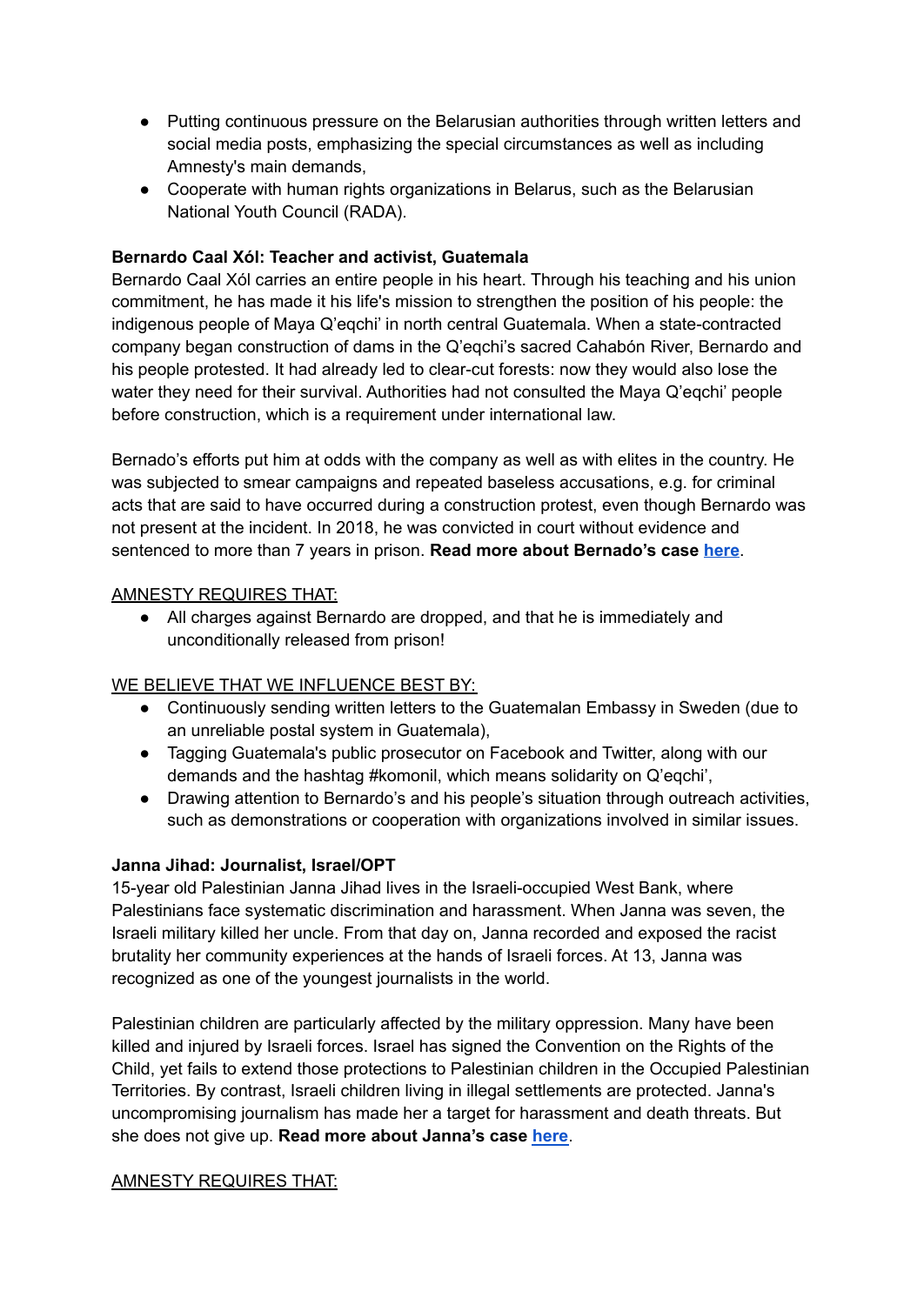- Putting continuous pressure on the Belarusian authorities through written letters and social media posts, emphasizing the special circumstances as well as including Amnesty's main demands,
- Cooperate with human rights organizations in Belarus, such as the Belarusian National Youth Council (RADA).

**Bernardo Caal Xól: Teacher and activist, Guatemala**
Bernardo Caal Xól carries an entire people in his heart. Through his teaching and his union commitment, he has made it his life's mission to strengthen the position of his people: the indigenous people of Maya Q'eqchi' in north central Guatemala. When a state-contracted company began construction of dams in the Q'eqchi's sacred Cahabón River, Bernardo and his people protested. It had already led to clear-cut forests: now they would also lose the water they need for their survival. Authorities had not consulted the Maya Q'eqchi' people before construction, which is a requirement under international law.

Bernado's efforts put him at odds with the company as well as with elites in the country. He was subjected to smear campaigns and repeated baseless accusations, e.g. for criminal acts that are said to have occurred during a construction protest, even though Bernardo was not present at the incident. In 2018, he was convicted in court without evidence and sentenced to more than 7 years in prison. **Read more about Bernado's case [here](#).**

<u>AMNESTY REQUIRES THAT:</u>

- All charges against Bernardo are dropped, and that he is immediately and unconditionally released from prison!

<u>WE BELIEVE THAT WE INFLUENCE BEST BY:</u>

- Continuously sending written letters to the Guatemalan Embassy in Sweden (due to an unreliable postal system in Guatemala),
- Tagging Guatemala's public prosecutor on Facebook and Twitter, along with our demands and the hashtag #komonil, which means solidarity on Q'eqchi',
- Drawing attention to Bernardo's and his people's situation through outreach activities, such as demonstrations or cooperation with organizations involved in similar issues.

**Janna Jihad: Journalist, Israel/OPT**
15-year old Palestinian Janna Jihad lives in the Israeli-occupied West Bank, where Palestinians face systematic discrimination and harassment. When Janna was seven, the Israeli military killed her uncle. From that day on, Janna recorded and exposed the racist brutality her community experiences at the hands of Israeli forces. At 13, Janna was recognized as one of the youngest journalists in the world.

Palestinian children are particularly affected by the military oppression. Many have been killed and injured by Israeli forces. Israel has signed the Convention on the Rights of the Child, yet fails to extend those protections to Palestinian children in the Occupied Palestinian Territories. By contrast, Israeli children living in illegal settlements are protected. Janna's uncompromising journalism has made her a target for harassment and death threats. But she does not give up. **Read more about Janna's case [here](#).**

<u>AMNESTY REQUIRES THAT:</u>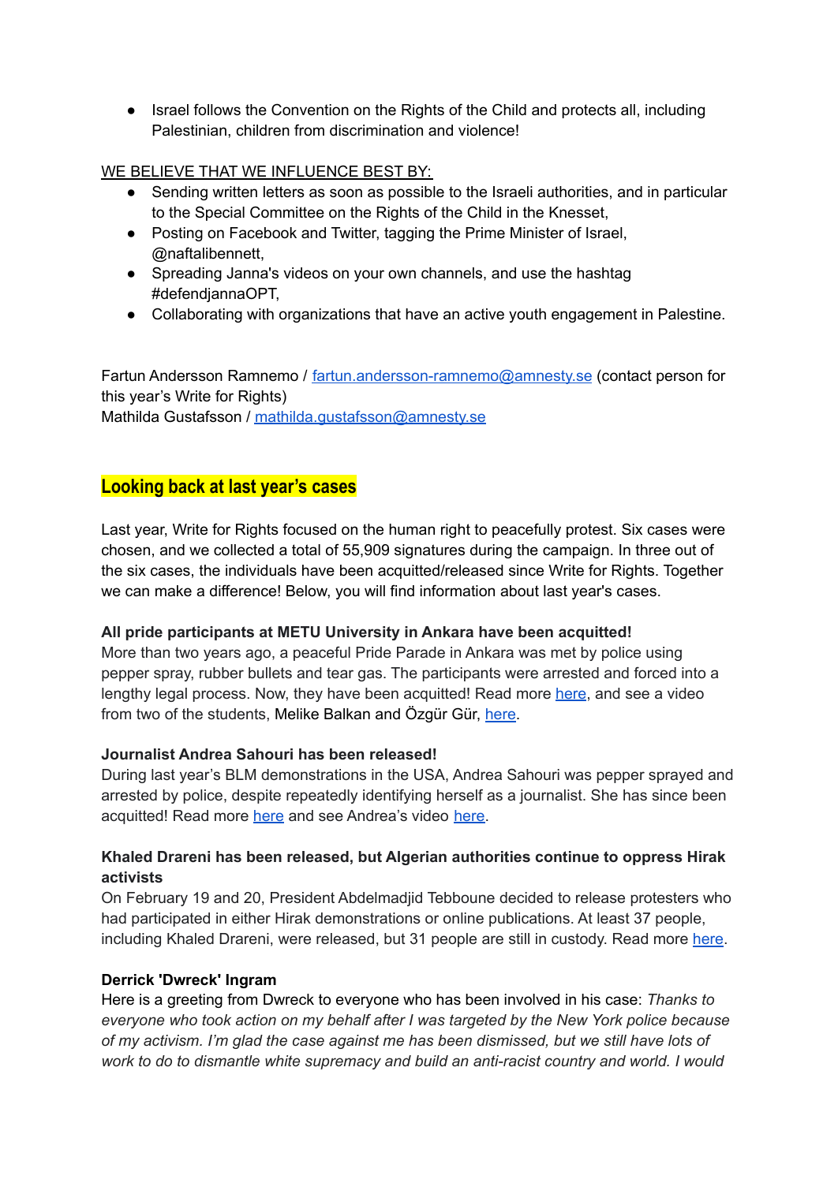- Israel follows the Convention on the Rights of the Child and protects all, including Palestinian, children from discrimination and violence!

WE BELIEVE THAT WE INFLUENCE BEST BY:

- Sending written letters as soon as possible to the Israeli authorities, and in particular to the Special Committee on the Rights of the Child in the Knesset,
- Posting on Facebook and Twitter, tagging the Prime Minister of Israel, @naftalibennett,
- Spreading Janna's videos on your own channels, and use the hashtag #defendjannaOPT,
- Collaborating with organizations that have an active youth engagement in Palestine.

Fartun Andersson Ramnemo / [fartun.andersson-ramnemo@amnesty.se](mailto:fartun.andersson-ramnemo@amnesty.se) (contact person for this year's Write for Rights)
Mathilda Gustafsson / [mathilda.gustafsson@amnesty.se](mailto:mathilda.gustafsson@amnesty.se)

## Looking back at last year's cases

Last year, Write for Rights focused on the human right to peacefully protest. Six cases were chosen, and we collected a total of 55,909 signatures during the campaign. In three out of the six cases, the individuals have been acquitted/released since Write for Rights. Together we can make a difference! Below, you will find information about last year's cases.

**All pride participants at METU University in Ankara have been acquitted!**
More than two years ago, a peaceful Pride Parade in Ankara was met by police using pepper spray, rubber bullets and tear gas. The participants were arrested and forced into a lengthy legal process. Now, they have been acquitted! Read more here, and see a video from two of the students, Melike Balkan and Özgür Gür, here.

**Journalist Andrea Sahouri has been released!**
During last year's BLM demonstrations in the USA, Andrea Sahouri was pepper sprayed and arrested by police, despite repeatedly identifying herself as a journalist. She has since been acquitted! Read more here and see Andrea's video here.

**Khaled Drareni has been released, but Algerian authorities continue to oppress Hirak activists**
On February 19 and 20, President Abdelmadjid Tebboune decided to release protesters who had participated in either Hirak demonstrations or online publications. At least 37 people, including Khaled Drareni, were released, but 31 people are still in custody. Read more here.

**Derrick 'Dwreck' Ingram**
Here is a greeting from Dwreck to everyone who has been involved in his case: *Thanks to everyone who took action on my behalf after I was targeted by the New York police because of my activism. I'm glad the case against me has been dismissed, but we still have lots of work to do to dismantle white supremacy and build an anti-racist country and world. I would*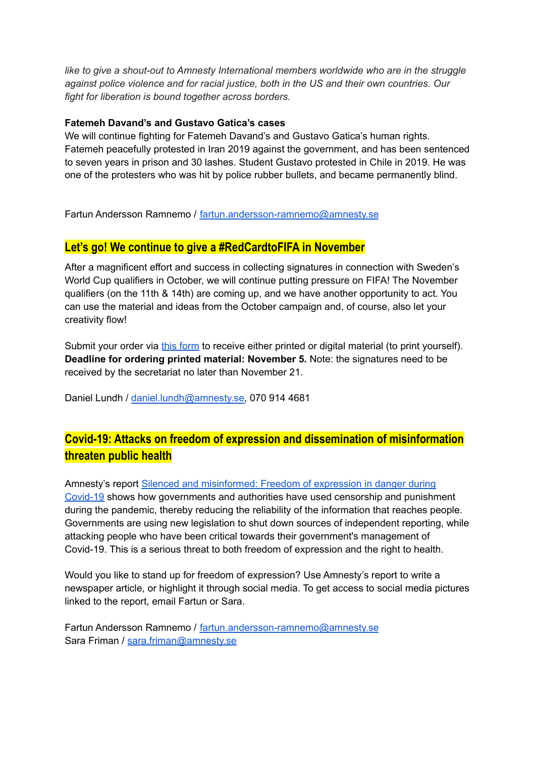*like to give a shout-out to Amnesty International members worldwide who are in the struggle against police violence and for racial justice, both in the US and their own countries. Our fight for liberation is bound together across borders.*

**Fatemeh Davand's and Gustavo Gatica's cases**
We will continue fighting for Fatemeh Davand's and Gustavo Gatica's human rights. Fatemeh peacefully protested in Iran 2019 against the government, and has been sentenced to seven years in prison and 30 lashes. Student Gustavo protested in Chile in 2019. He was one of the protesters who was hit by police rubber bullets, and became permanently blind.

Fartun Andersson Ramnemo / fartun.andersson-ramnemo@amnesty.se

## Let's go! We continue to give a #RedCardtoFIFA in November

After a magnificent effort and success in collecting signatures in connection with Sweden's World Cup qualifiers in October, we will continue putting pressure on FIFA! The November qualifiers (on the 11th & 14th) are coming up, and we have another opportunity to act. You can use the material and ideas from the October campaign and, of course, also let your creativity flow!

Submit your order via this form to receive either printed or digital material (to print yourself). **Deadline for ordering printed material: November 5.** Note: the signatures need to be received by the secretariat no later than November 21.

Daniel Lundh / daniel.lundh@amnesty.se, 070 914 4681

## Covid-19: Attacks on freedom of expression and dissemination of misinformation threaten public health

Amnesty's report Silenced and misinformed: Freedom of expression in danger during Covid-19 shows how governments and authorities have used censorship and punishment during the pandemic, thereby reducing the reliability of the information that reaches people. Governments are using new legislation to shut down sources of independent reporting, while attacking people who have been critical towards their government's management of Covid-19. This is a serious threat to both freedom of expression and the right to health.

Would you like to stand up for freedom of expression? Use Amnesty's report to write a newspaper article, or highlight it through social media. To get access to social media pictures linked to the report, email Fartun or Sara.

Fartun Andersson Ramnemo / fartun.andersson-ramnemo@amnesty.se
Sara Friman / sara.friman@amnesty.se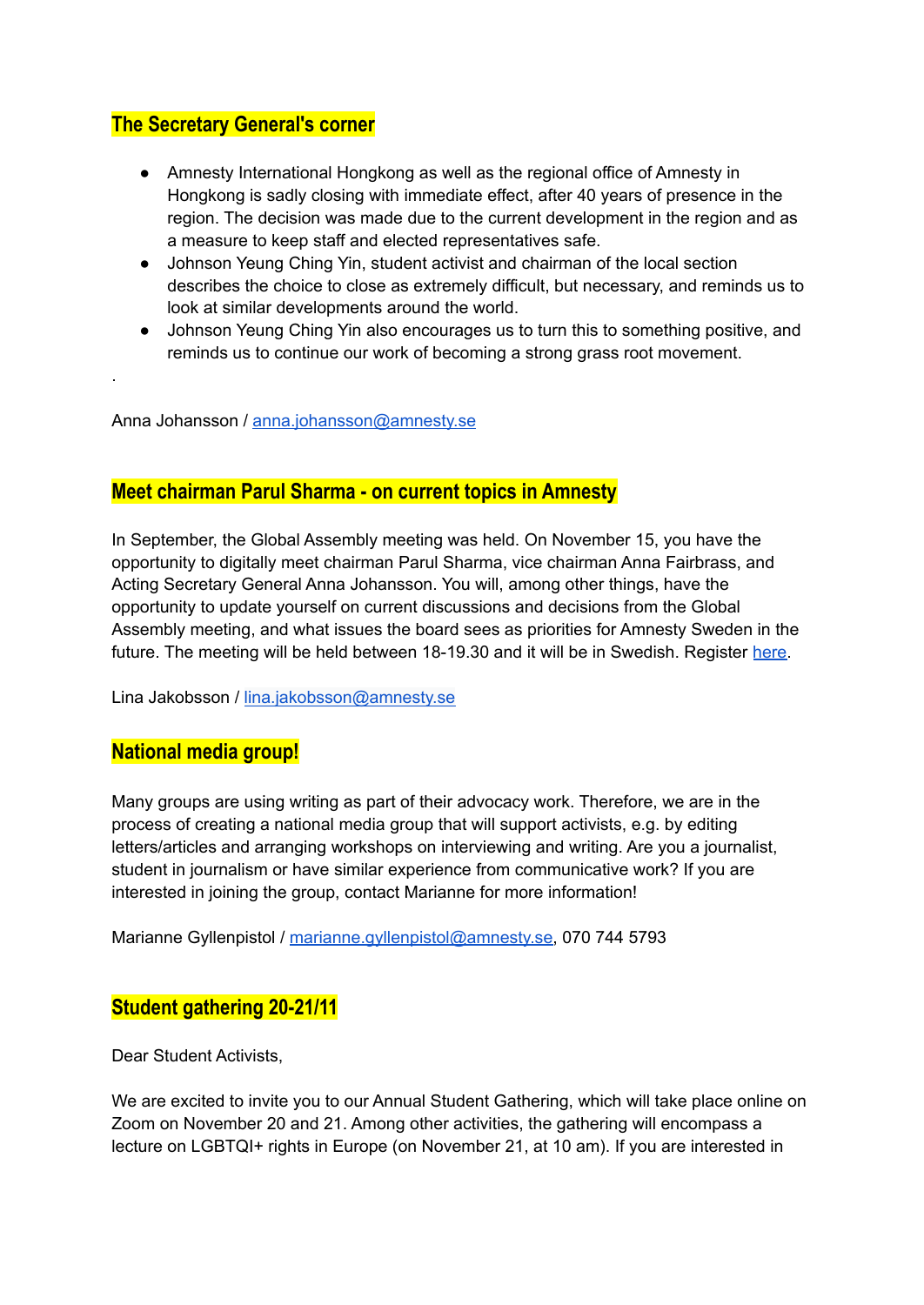## The Secretary General's corner

- Amnesty International Hongkong as well as the regional office of Amnesty in Hongkong is sadly closing with immediate effect, after 40 years of presence in the region. The decision was made due to the current development in the region and as a measure to keep staff and elected representatives safe.
- Johnson Yeung Ching Yin, student activist and chairman of the local section describes the choice to close as extremely difficult, but necessary, and reminds us to look at similar developments around the world.
- Johnson Yeung Ching Yin also encourages us to turn this to something positive, and reminds us to continue our work of becoming a strong grass root movement.

.

Anna Johansson / [anna.johansson@amnesty.se](mailto:anna.johansson@amnesty.se)

## Meet chairman Parul Sharma - on current topics in Amnesty

In September, the Global Assembly meeting was held. On November 15, you have the opportunity to digitally meet chairman Parul Sharma, vice chairman Anna Fairbrass, and Acting Secretary General Anna Johansson. You will, among other things, have the opportunity to update yourself on current discussions and decisions from the Global Assembly meeting, and what issues the board sees as priorities for Amnesty Sweden in the future. The meeting will be held between 18-19.30 and it will be in Swedish. Register here.

Lina Jakobsson / [lina.jakobsson@amnesty.se](mailto:lina.jakobsson@amnesty.se)

## National media group!

Many groups are using writing as part of their advocacy work. Therefore, we are in the process of creating a national media group that will support activists, e.g. by editing letters/articles and arranging workshops on interviewing and writing. Are you a journalist, student in journalism or have similar experience from communicative work? If you are interested in joining the group, contact Marianne for more information!

Marianne Gyllenpistol / [marianne.gyllenpistol@amnesty.se](mailto:marianne.gyllenpistol@amnesty.se), 070 744 5793

## Student gathering 20-21/11

Dear Student Activists,

We are excited to invite you to our Annual Student Gathering, which will take place online on Zoom on November 20 and 21. Among other activities, the gathering will encompass a lecture on LGBTQI+ rights in Europe (on November 21, at 10 am). If you are interested in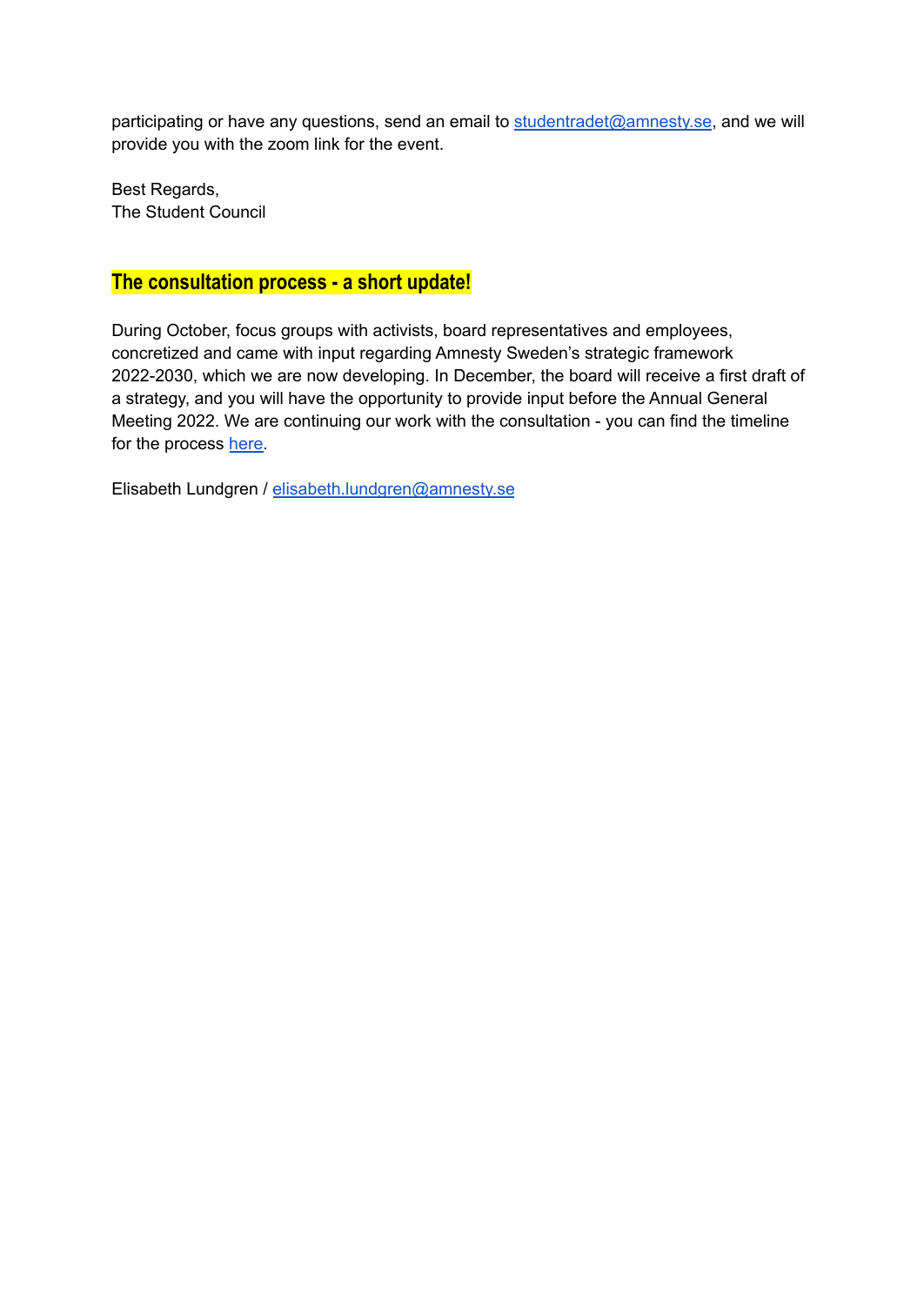participating or have any questions, send an email to studentradet@amnesty.se, and we will provide you with the zoom link for the event.

Best Regards,
The Student Council

## The consultation process - a short update!

During October, focus groups with activists, board representatives and employees, concretized and came with input regarding Amnesty Sweden's strategic framework 2022-2030, which we are now developing. In December, the board will receive a first draft of a strategy, and you will have the opportunity to provide input before the Annual General Meeting 2022. We are continuing our work with the consultation - you can find the timeline for the process here.

Elisabeth Lundgren / elisabeth.lundgren@amnesty.se